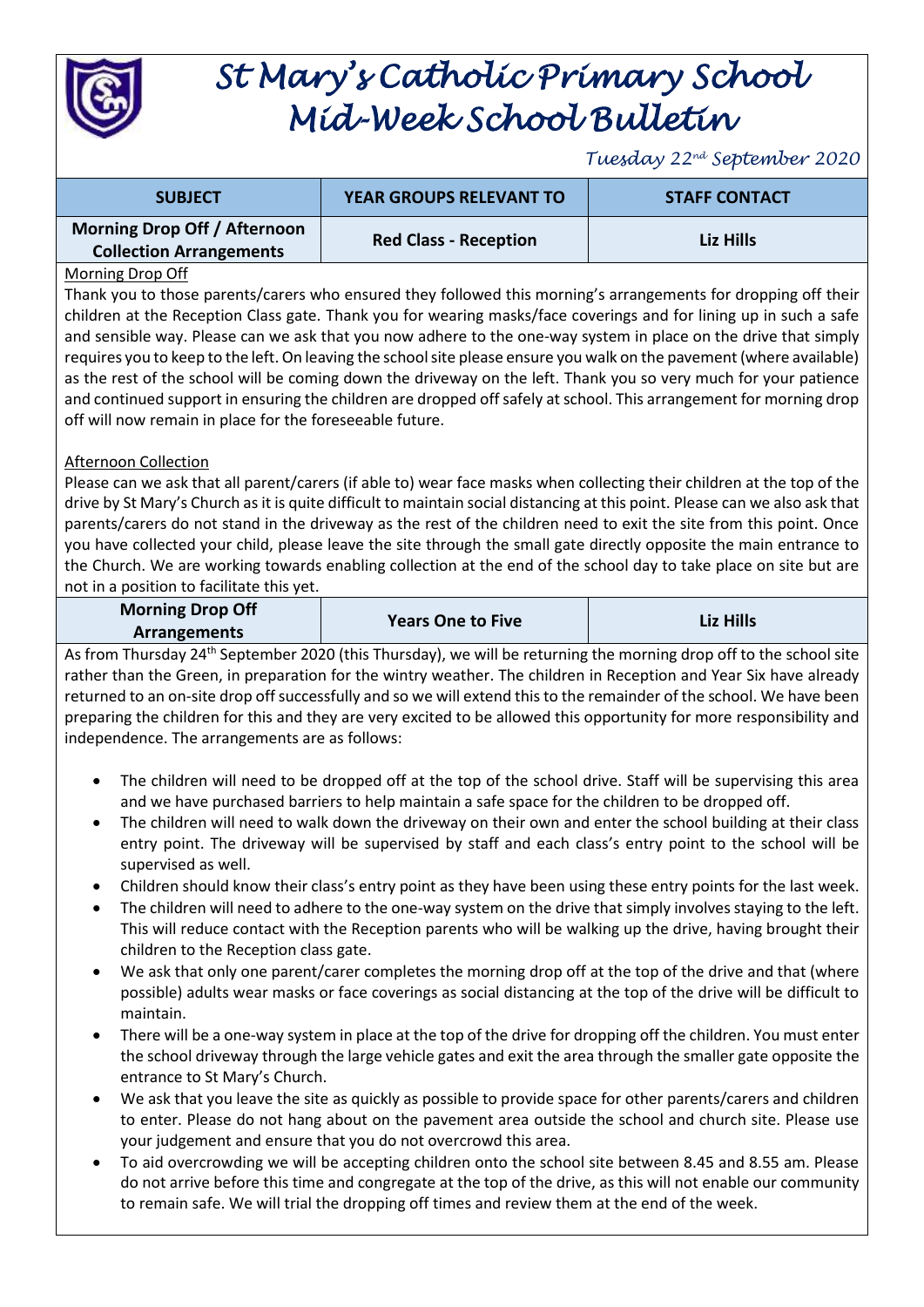# St Mary's Catholic Primary School
# Mid-Week School Bulletin

*Tuesday 22nd September 2020*

| SUBJECT | YEAR GROUPS RELEVANT TO | STAFF CONTACT |
|---|---|---|
| **Morning Drop Off / Afternoon Collection Arrangements** | **Red Class - Reception** | **Liz Hills** |

Morning Drop Off

Thank you to those parents/carers who ensured they followed this morning's arrangements for dropping off their children at the Reception Class gate. Thank you for wearing masks/face coverings and for lining up in such a safe and sensible way. Please can we ask that you now adhere to the one-way system in place on the drive that simply requires you to keep to the left. On leaving the school site please ensure you walk on the pavement (where available) as the rest of the school will be coming down the driveway on the left. Thank you so very much for your patience and continued support in ensuring the children are dropped off safely at school. This arrangement for morning drop off will now remain in place for the foreseeable future.

Afternoon Collection

Please can we ask that all parent/carers (if able to) wear face masks when collecting their children at the top of the drive by St Mary's Church as it is quite difficult to maintain social distancing at this point. Please can we also ask that parents/carers do not stand in the driveway as the rest of the children need to exit the site from this point. Once you have collected your child, please leave the site through the small gate directly opposite the main entrance to the Church. We are working towards enabling collection at the end of the school day to take place on site but are not in a position to facilitate this yet.

| **Morning Drop Off Arrangements** | **Years One to Five** | **Liz Hills** |
|---|---|---|

As from Thursday 24th September 2020 (this Thursday), we will be returning the morning drop off to the school site rather than the Green, in preparation for the wintry weather. The children in Reception and Year Six have already returned to an on-site drop off successfully and so we will extend this to the remainder of the school. We have been preparing the children for this and they are very excited to be allowed this opportunity for more responsibility and independence. The arrangements are as follows:

- The children will need to be dropped off at the top of the school drive. Staff will be supervising this area and we have purchased barriers to help maintain a safe space for the children to be dropped off.
- The children will need to walk down the driveway on their own and enter the school building at their class entry point. The driveway will be supervised by staff and each class's entry point to the school will be supervised as well.
- Children should know their class's entry point as they have been using these entry points for the last week.
- The children will need to adhere to the one-way system on the drive that simply involves staying to the left. This will reduce contact with the Reception parents who will be walking up the drive, having brought their children to the Reception class gate.
- We ask that only one parent/carer completes the morning drop off at the top of the drive and that (where possible) adults wear masks or face coverings as social distancing at the top of the drive will be difficult to maintain.
- There will be a one-way system in place at the top of the drive for dropping off the children. You must enter the school driveway through the large vehicle gates and exit the area through the smaller gate opposite the entrance to St Mary's Church.
- We ask that you leave the site as quickly as possible to provide space for other parents/carers and children to enter. Please do not hang about on the pavement area outside the school and church site. Please use your judgement and ensure that you do not overcrowd this area.
- To aid overcrowding we will be accepting children onto the school site between 8.45 and 8.55 am. Please do not arrive before this time and congregate at the top of the drive, as this will not enable our community to remain safe. We will trial the dropping off times and review them at the end of the week.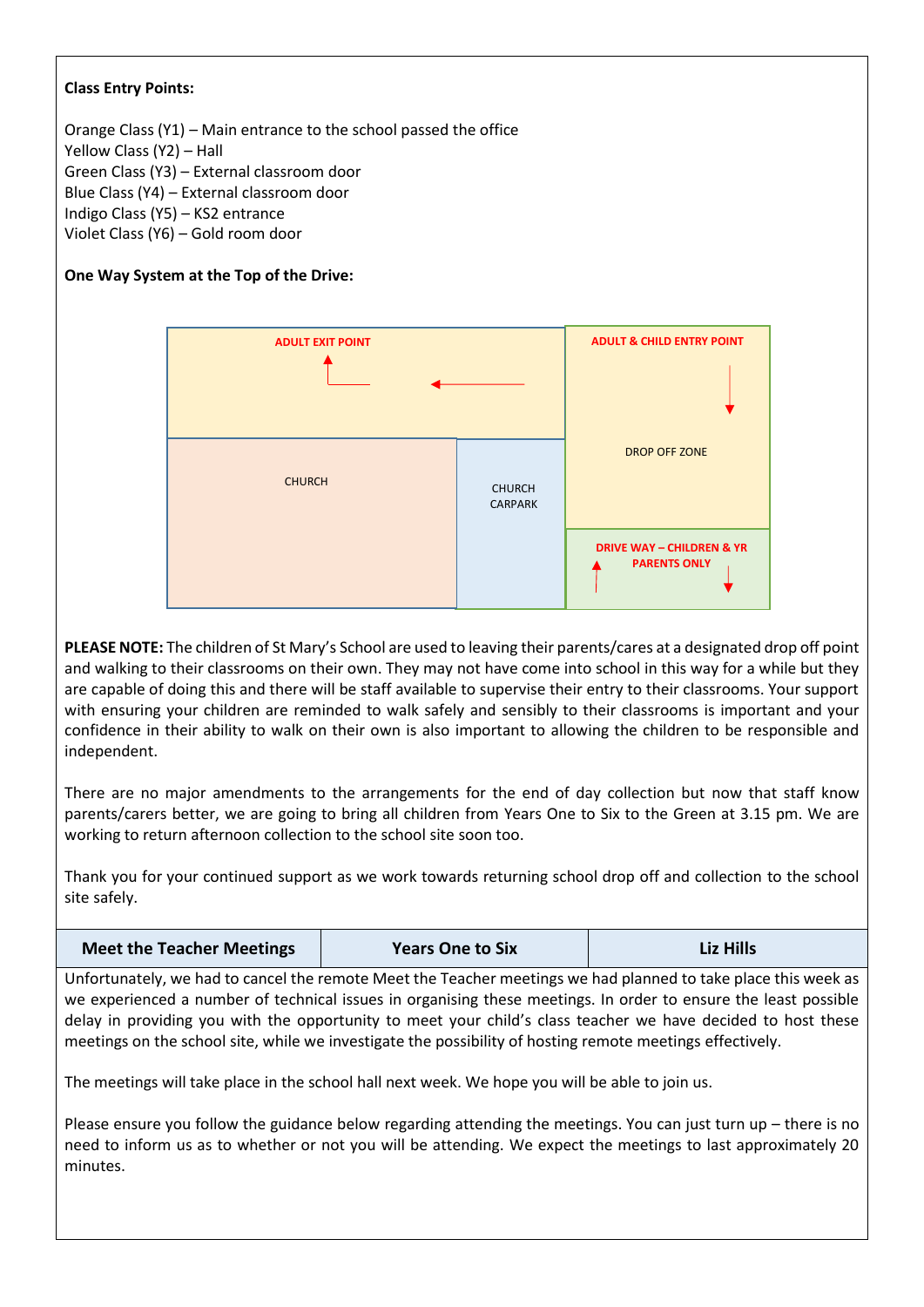**Class Entry Points:**

Orange Class (Y1) – Main entrance to the school passed the office
Yellow Class (Y2) – Hall
Green Class (Y3) – External classroom door
Blue Class (Y4) – External classroom door
Indigo Class (Y5) – KS2 entrance
Violet Class (Y6) – Gold room door

**One Way System at the Top of the Drive:**

ADULT EXIT POINT

ADULT & CHILD ENTRY POINT

DROP OFF ZONE

CHURCH

CHURCH CARPARK

DRIVE WAY – CHILDREN & YR PARENTS ONLY

**PLEASE NOTE:** The children of St Mary's School are used to leaving their parents/cares at a designated drop off point and walking to their classrooms on their own. They may not have come into school in this way for a while but they are capable of doing this and there will be staff available to supervise their entry to their classrooms. Your support with ensuring your children are reminded to walk safely and sensibly to their classrooms is important and your confidence in their ability to walk on their own is also important to allowing the children to be responsible and independent.

There are no major amendments to the arrangements for the end of day collection but now that staff know parents/carers better, we are going to bring all children from Years One to Six to the Green at 3.15 pm. We are working to return afternoon collection to the school site soon too.

Thank you for your continued support as we work towards returning school drop off and collection to the school site safely.

| Meet the Teacher Meetings | Years One to Six | Liz Hills |
|---|---|---|

Unfortunately, we had to cancel the remote Meet the Teacher meetings we had planned to take place this week as we experienced a number of technical issues in organising these meetings. In order to ensure the least possible delay in providing you with the opportunity to meet your child's class teacher we have decided to host these meetings on the school site, while we investigate the possibility of hosting remote meetings effectively.

The meetings will take place in the school hall next week. We hope you will be able to join us.

Please ensure you follow the guidance below regarding attending the meetings. You can just turn up – there is no need to inform us as to whether or not you will be attending. We expect the meetings to last approximately 20 minutes.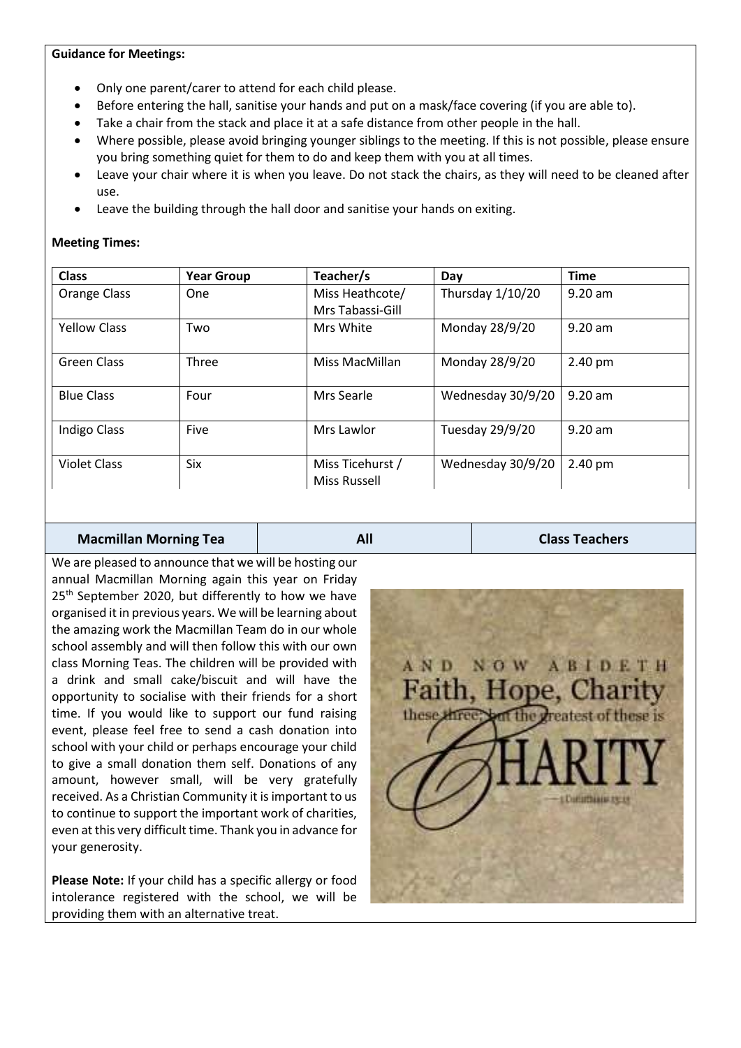**Guidance for Meetings:**

- Only one parent/carer to attend for each child please.
- Before entering the hall, sanitise your hands and put on a mask/face covering (if you are able to).
- Take a chair from the stack and place it at a safe distance from other people in the hall.
- Where possible, please avoid bringing younger siblings to the meeting. If this is not possible, please ensure you bring something quiet for them to do and keep them with you at all times.
- Leave your chair where it is when you leave. Do not stack the chairs, as they will need to be cleaned after use.
- Leave the building through the hall door and sanitise your hands on exiting.

**Meeting Times:**

| Class | Year Group | Teacher/s | Day | Time |
|---|---|---|---|---|
| Orange Class | One | Miss Heathcote/ Mrs Tabassi-Gill | Thursday 1/10/20 | 9.20 am |
| Yellow Class | Two | Mrs White | Monday 28/9/20 | 9.20 am |
| Green Class | Three | Miss MacMillan | Monday 28/9/20 | 2.40 pm |
| Blue Class | Four | Mrs Searle | Wednesday 30/9/20 | 9.20 am |
| Indigo Class | Five | Mrs Lawlor | Tuesday 29/9/20 | 9.20 am |
| Violet Class | Six | Miss Ticehurst / Miss Russell | Wednesday 30/9/20 | 2.40 pm |

| Macmillan Morning Tea | All | Class Teachers |
|---|---|---|

We are pleased to announce that we will be hosting our annual Macmillan Morning again this year on Friday 25th September 2020, but differently to how we have organised it in previous years. We will be learning about the amazing work the Macmillan Team do in our whole school assembly and will then follow this with our own class Morning Teas. The children will be provided with a drink and small cake/biscuit and will have the opportunity to socialise with their friends for a short time. If you would like to support our fund raising event, please feel free to send a cash donation into school with your child or perhaps encourage your child to give a small donation them self. Donations of any amount, however small, will be very gratefully received. As a Christian Community it is important to us to continue to support the important work of charities, even at this very difficult time. Thank you in advance for your generosity.

AND NOW ABIDETH
Faith, Hope, Charity
these three; but the greatest of these is
CHARITY

**Please Note:** If your child has a specific allergy or food intolerance registered with the school, we will be providing them with an alternative treat.